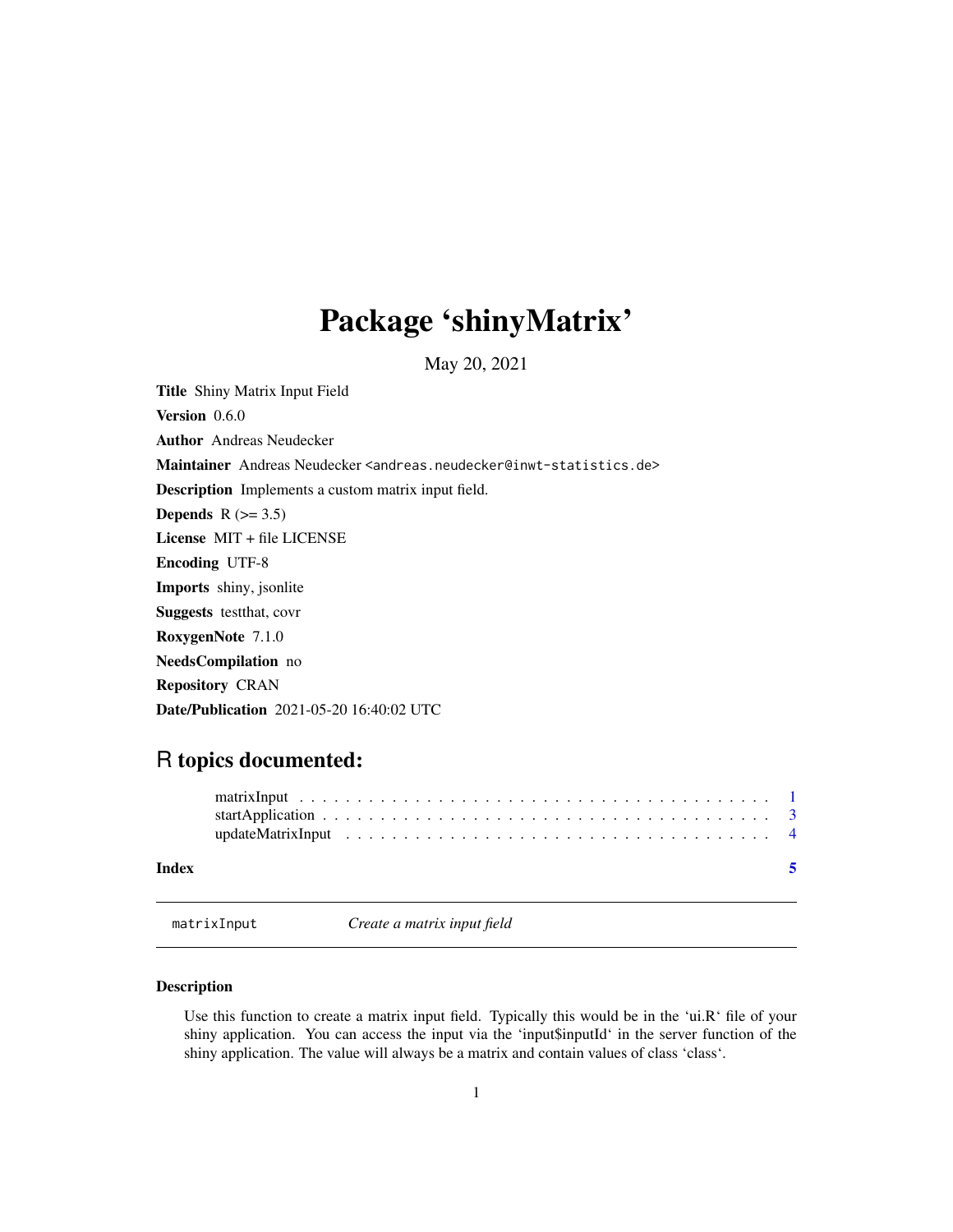# Package 'shinyMatrix'

May 20, 2021

**Title** Shiny Matrix Input Field

**Version** 0.6.0

**Author** Andreas Neudecker

**Maintainer** Andreas Neudecker <andreas.neudecker@inwt-statistics.de>

**Description** Implements a custom matrix input field.

**Depends** R (>= 3.5)

**License** MIT + file LICENSE

**Encoding** UTF-8

**Imports** shiny, jsonlite

**Suggests** testthat, covr

**RoxygenNote** 7.1.0

**NeedsCompilation** no

**Repository** CRAN

**Date/Publication** 2021-05-20 16:40:02 UTC

## R topics documented:

matrixInput . . . . . . . . . . . . . . . . . . . . . . . . . . . . . . . . . . . . . . . . . 1
startApplication . . . . . . . . . . . . . . . . . . . . . . . . . . . . . . . . . . . . . . . 3
updateMatrixInput . . . . . . . . . . . . . . . . . . . . . . . . . . . . . . . . . . . . . 4

**Index** **5**

---

`matrixInput` *Create a matrix input field*

---

### Description

Use this function to create a matrix input field. Typically this would be in the 'ui.R' file of your shiny application. You can access the input via the 'input$inputId' in the server function of the shiny application. The value will always be a matrix and contain values of class 'class'.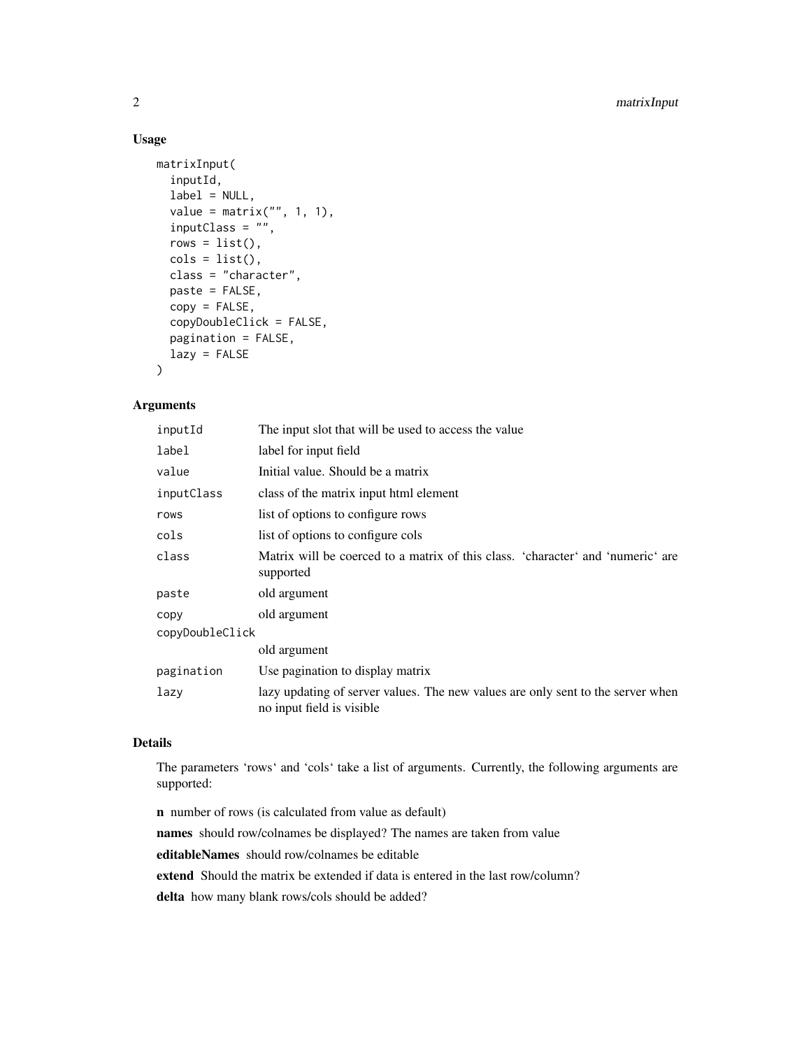## Usage

```
matrixInput(
  inputId,
  label = NULL,
  value = matrix("", 1, 1),
  inputClass = "",
  rows = list(),
  cols = list(),
  class = "character",
  paste = FALSE,
  copy = FALSE,
  copyDoubleClick = FALSE,
  pagination = FALSE,
  lazy = FALSE
)
```

## Arguments

| Argument | Description |
|---|---|
| `inputId` | The input slot that will be used to access the value |
| `label` | label for input field |
| `value` | Initial value. Should be a matrix |
| `inputClass` | class of the matrix input html element |
| `rows` | list of options to configure rows |
| `cols` | list of options to configure cols |
| `class` | Matrix will be coerced to a matrix of this class. 'character' and 'numeric' are supported |
| `paste` | old argument |
| `copy` | old argument |
| `copyDoubleClick` | old argument |
| `pagination` | Use pagination to display matrix |
| `lazy` | lazy updating of server values. The new values are only sent to the server when no input field is visible |

## Details

The parameters 'rows' and 'cols' take a list of arguments. Currently, the following arguments are supported:

**n** number of rows (is calculated from value as default)

**names** should row/colnames be displayed? The names are taken from value

**editableNames** should row/colnames be editable

**extend** Should the matrix be extended if data is entered in the last row/column?

**delta** how many blank rows/cols should be added?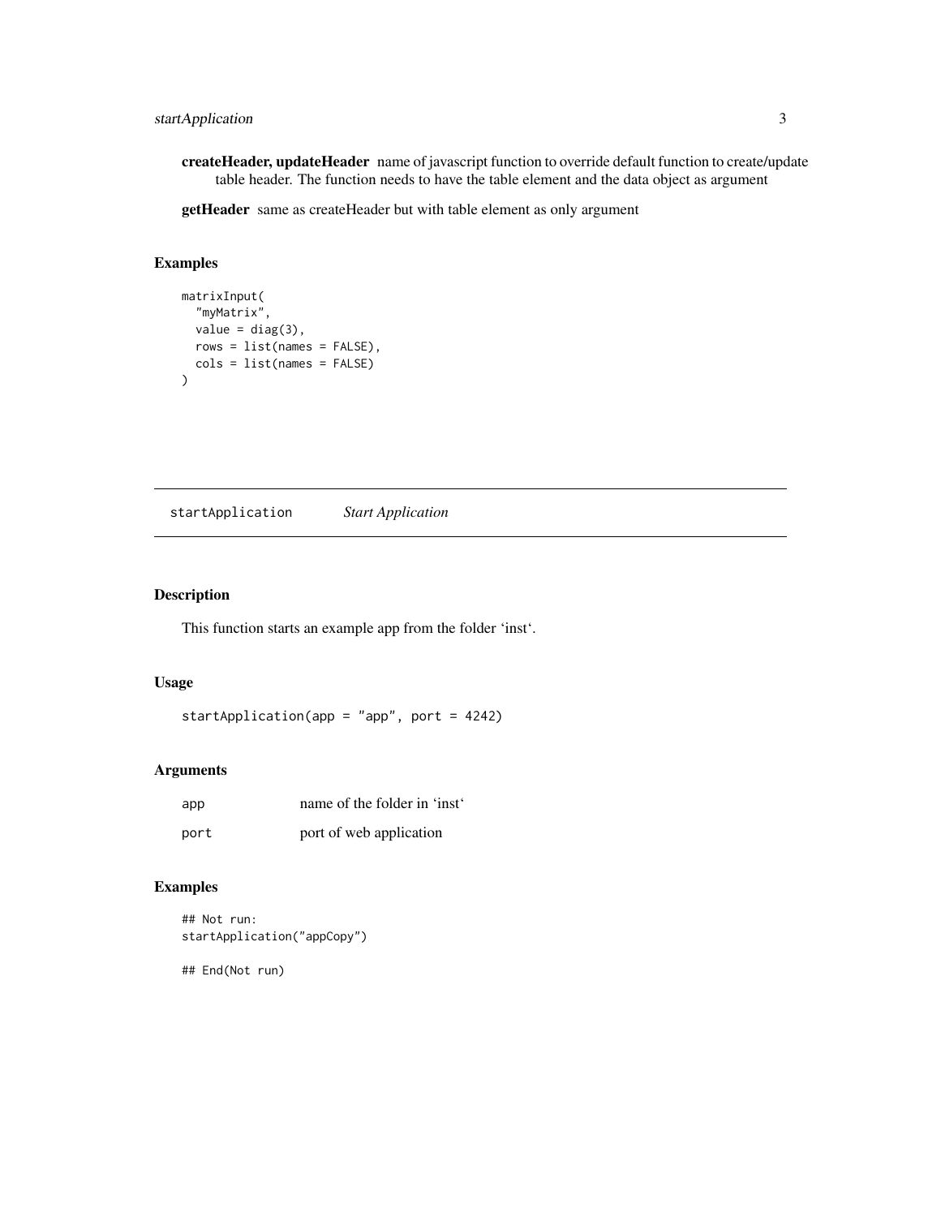**createHeader, updateHeader** name of javascript function to override default function to create/update table header. The function needs to have the table element and the data object as argument

**getHeader** same as createHeader but with table element as only argument

### Examples

```
matrixInput(
  "myMatrix",
  value = diag(3),
  rows = list(names = FALSE),
  cols = list(names = FALSE)
)
```

---

## startApplication *Start Application*

---

### Description

This function starts an example app from the folder 'inst'.

### Usage

```
startApplication(app = "app", port = 4242)
```

### Arguments

| | |
|---|---|
| app | name of the folder in 'inst' |
| port | port of web application |

### Examples

```
## Not run:
startApplication("appCopy")

## End(Not run)
```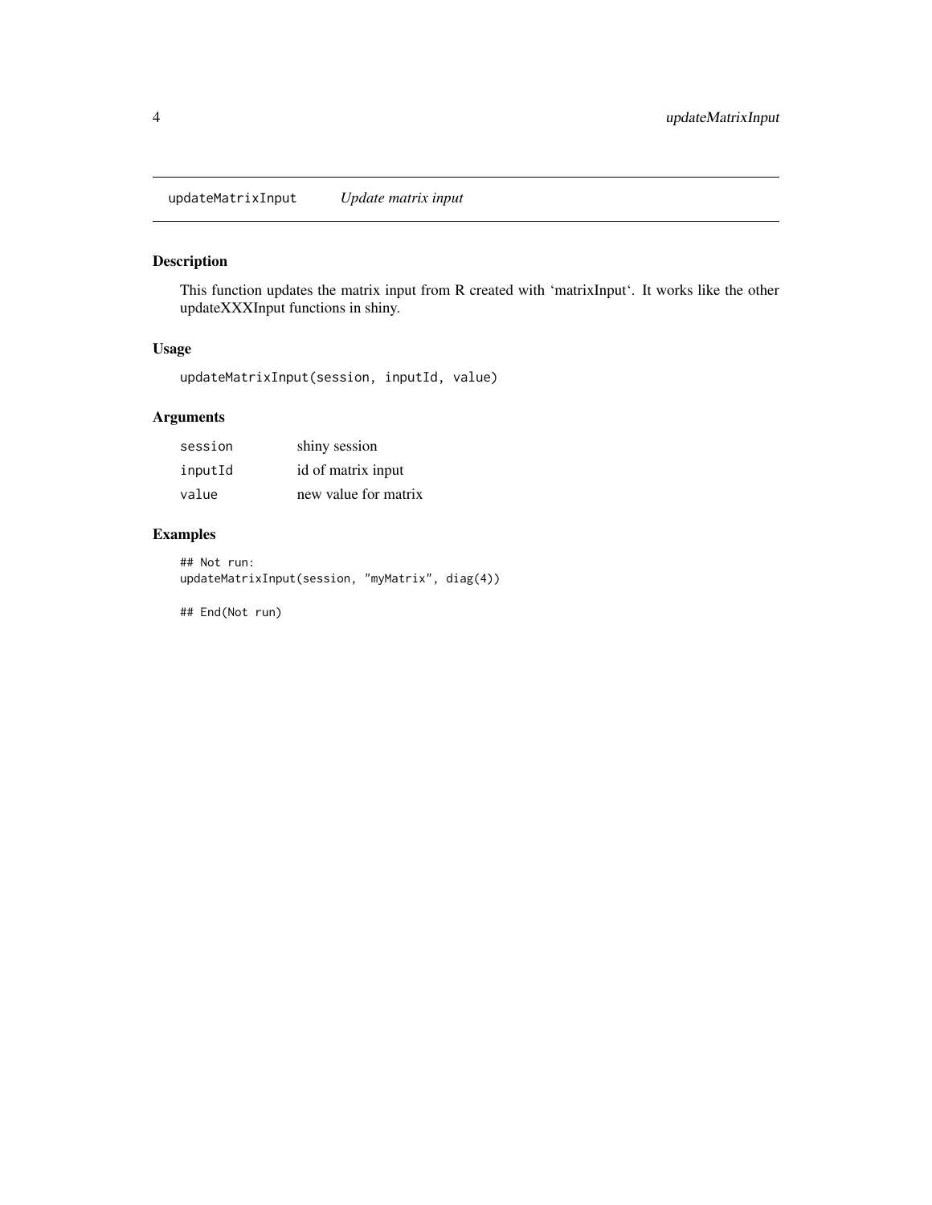## updateMatrixInput *Update matrix input*

### Description

This function updates the matrix input from R created with 'matrixInput'. It works like the other updateXXXInput functions in shiny.

### Usage

```
updateMatrixInput(session, inputId, value)
```

### Arguments

| | |
|---|---|
| `session` | shiny session |
| `inputId` | id of matrix input |
| `value` | new value for matrix |

### Examples

```
## Not run:
updateMatrixInput(session, "myMatrix", diag(4))

## End(Not run)
```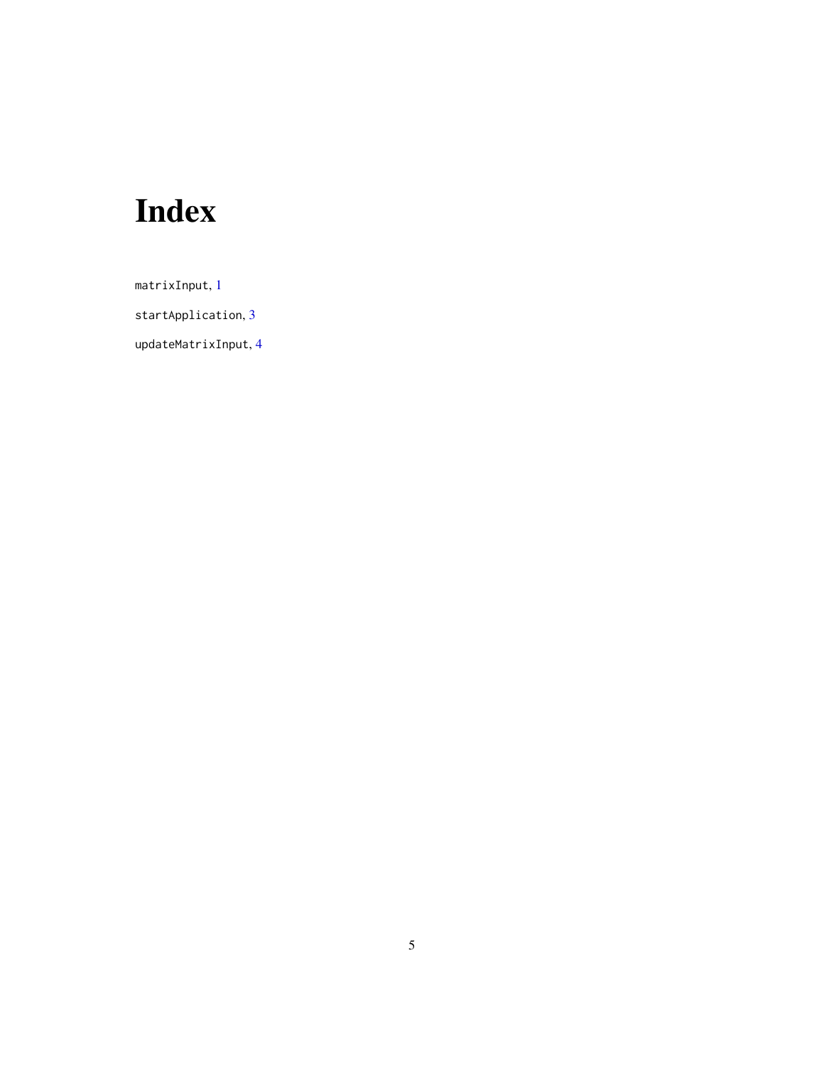# Index

matrixInput, 1

startApplication, 3

updateMatrixInput, 4